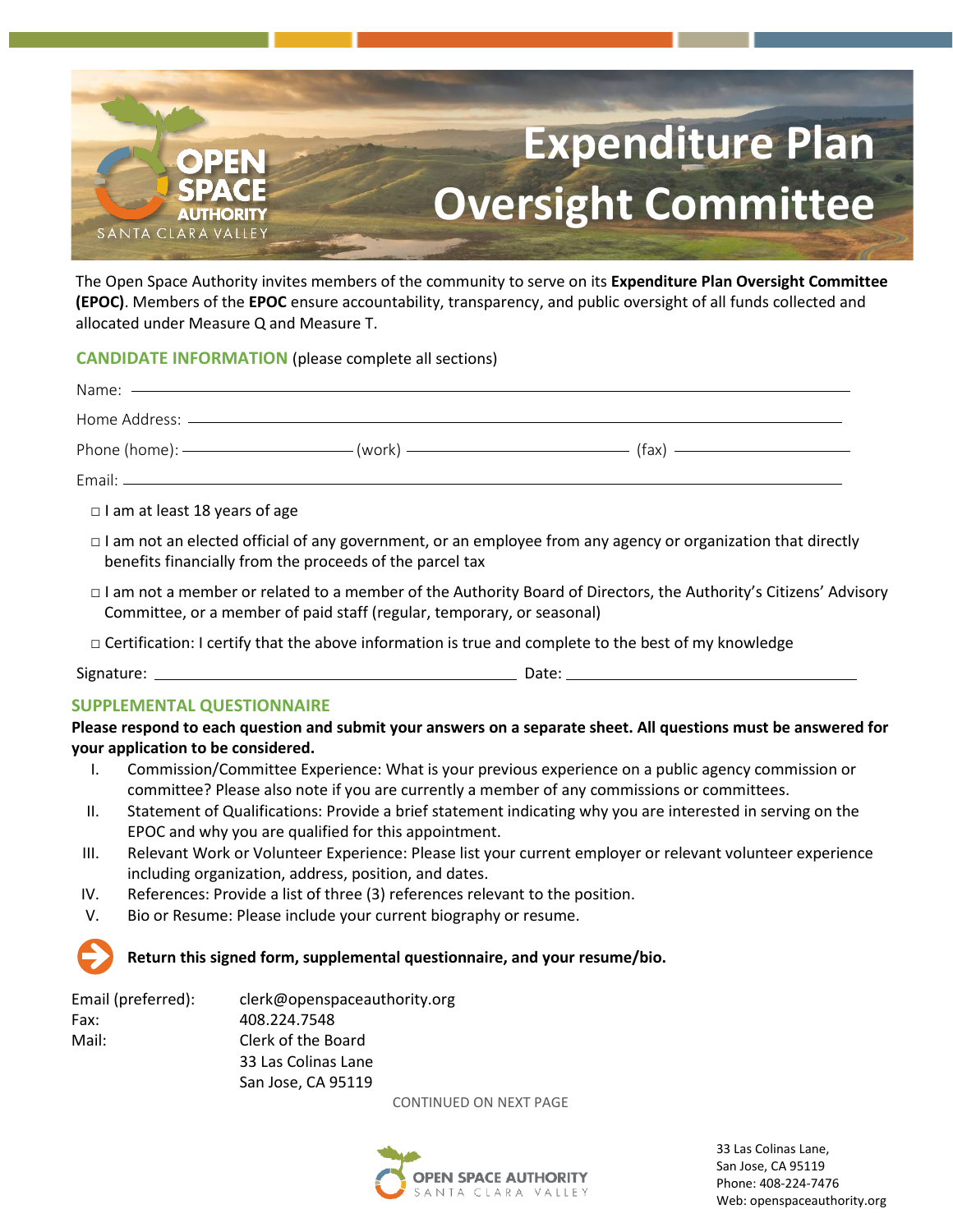# Expenditure Plan Oversight Committee

The Open Space Authority invites members of the community to serve on its **Expenditure Plan Oversight Committee (EPOC)**. Members of the **EPOC** ensure accountability, transparency, and public oversight of all funds collected and allocated under Measure Q and Measure T.

## CANDIDATE INFORMATION (please complete all sections)

Name: ______________________________________________

Home Address: ______________________________________________

Phone (home): ____________ (work) ____________ (fax) ____________

Email: ______________________________________________

- ☐ I am at least 18 years of age
- ☐ I am not an elected official of any government, or an employee from any agency or organization that directly benefits financially from the proceeds of the parcel tax
- ☐ I am not a member or related to a member of the Authority Board of Directors, the Authority's Citizens' Advisory Committee, or a member of paid staff (regular, temporary, or seasonal)
- ☐ Certification: I certify that the above information is true and complete to the best of my knowledge

Signature: ______________________ Date: ______________________

## SUPPLEMENTAL QUESTIONNAIRE

**Please respond to each question and submit your answers on a separate sheet. All questions must be answered for your application to be considered.**

I. Commission/Committee Experience: What is your previous experience on a public agency commission or committee? Please also note if you are currently a member of any commissions or committees.

II. Statement of Qualifications: Provide a brief statement indicating why you are interested in serving on the EPOC and why you are qualified for this appointment.

III. Relevant Work or Volunteer Experience: Please list your current employer or relevant volunteer experience including organization, address, position, and dates.

IV. References: Provide a list of three (3) references relevant to the position.

V. Bio or Resume: Please include your current biography or resume.

**Return this signed form, supplemental questionnaire, and your resume/bio.**

Email (preferred): clerk@openspaceauthority.org
Fax: 408.224.7548
Mail: Clerk of the Board
33 Las Colinas Lane
San Jose, CA 95119

CONTINUED ON NEXT PAGE

OPEN SPACE AUTHORITY SANTA CLARA VALLEY

33 Las Colinas Lane,
San Jose, CA 95119
Phone: 408-224-7476
Web: openspaceauthority.org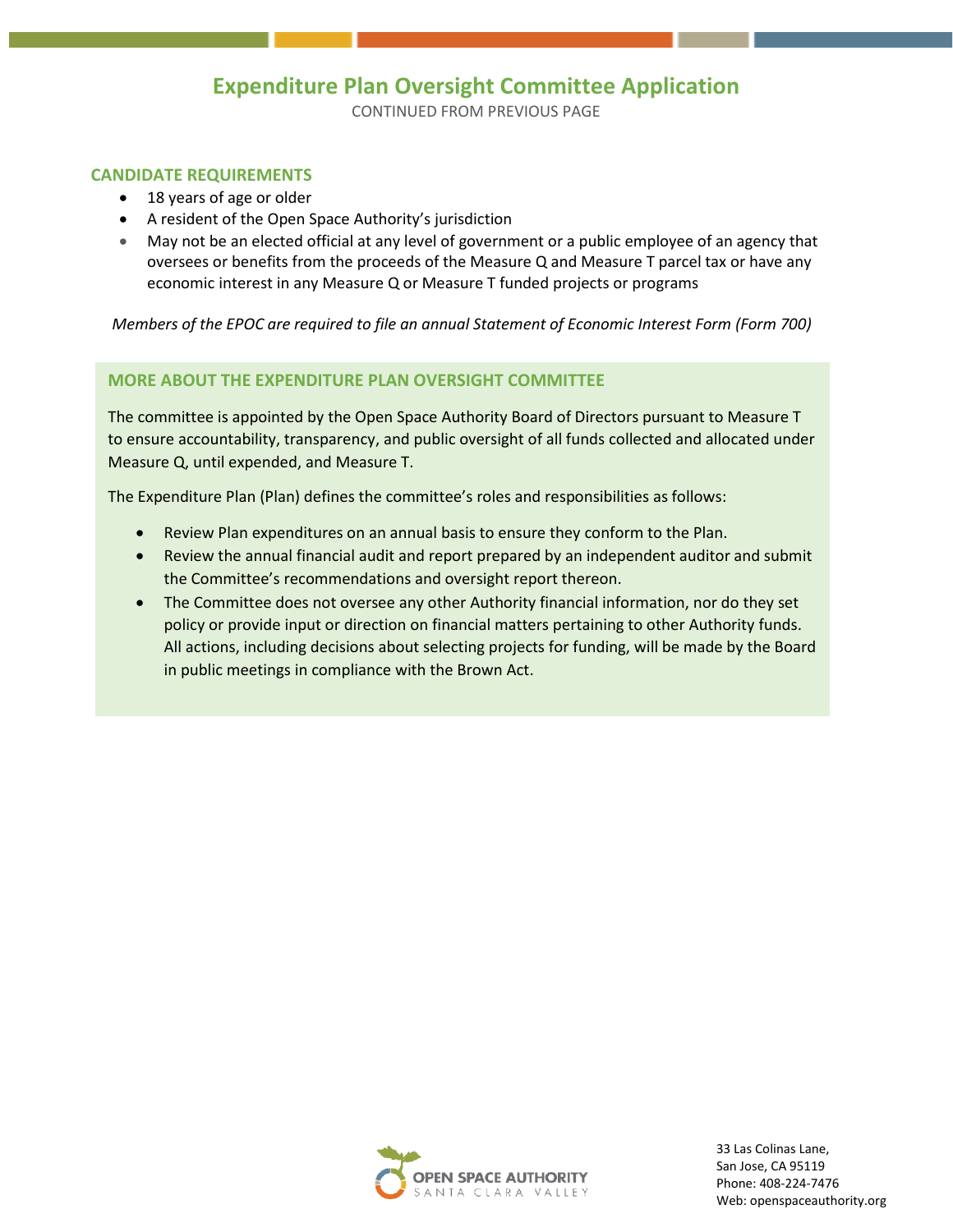# Expenditure Plan Oversight Committee Application

CONTINUED FROM PREVIOUS PAGE

## CANDIDATE REQUIREMENTS

- 18 years of age or older
- A resident of the Open Space Authority's jurisdiction
- May not be an elected official at any level of government or a public employee of an agency that oversees or benefits from the proceeds of the Measure Q and Measure T parcel tax or have any economic interest in any Measure Q or Measure T funded projects or programs

*Members of the EPOC are required to file an annual Statement of Economic Interest Form (Form 700)*

## MORE ABOUT THE EXPENDITURE PLAN OVERSIGHT COMMITTEE

The committee is appointed by the Open Space Authority Board of Directors pursuant to Measure T to ensure accountability, transparency, and public oversight of all funds collected and allocated under Measure Q, until expended, and Measure T.

The Expenditure Plan (Plan) defines the committee's roles and responsibilities as follows:

- Review Plan expenditures on an annual basis to ensure they conform to the Plan.
- Review the annual financial audit and report prepared by an independent auditor and submit the Committee's recommendations and oversight report thereon.
- The Committee does not oversee any other Authority financial information, nor do they set policy or provide input or direction on financial matters pertaining to other Authority funds. All actions, including decisions about selecting projects for funding, will be made by the Board in public meetings in compliance with the Brown Act.

OPEN SPACE AUTHORITY
SANTA CLARA VALLEY

33 Las Colinas Lane,
San Jose, CA 95119
Phone: 408-224-7476
Web: openspaceauthority.org